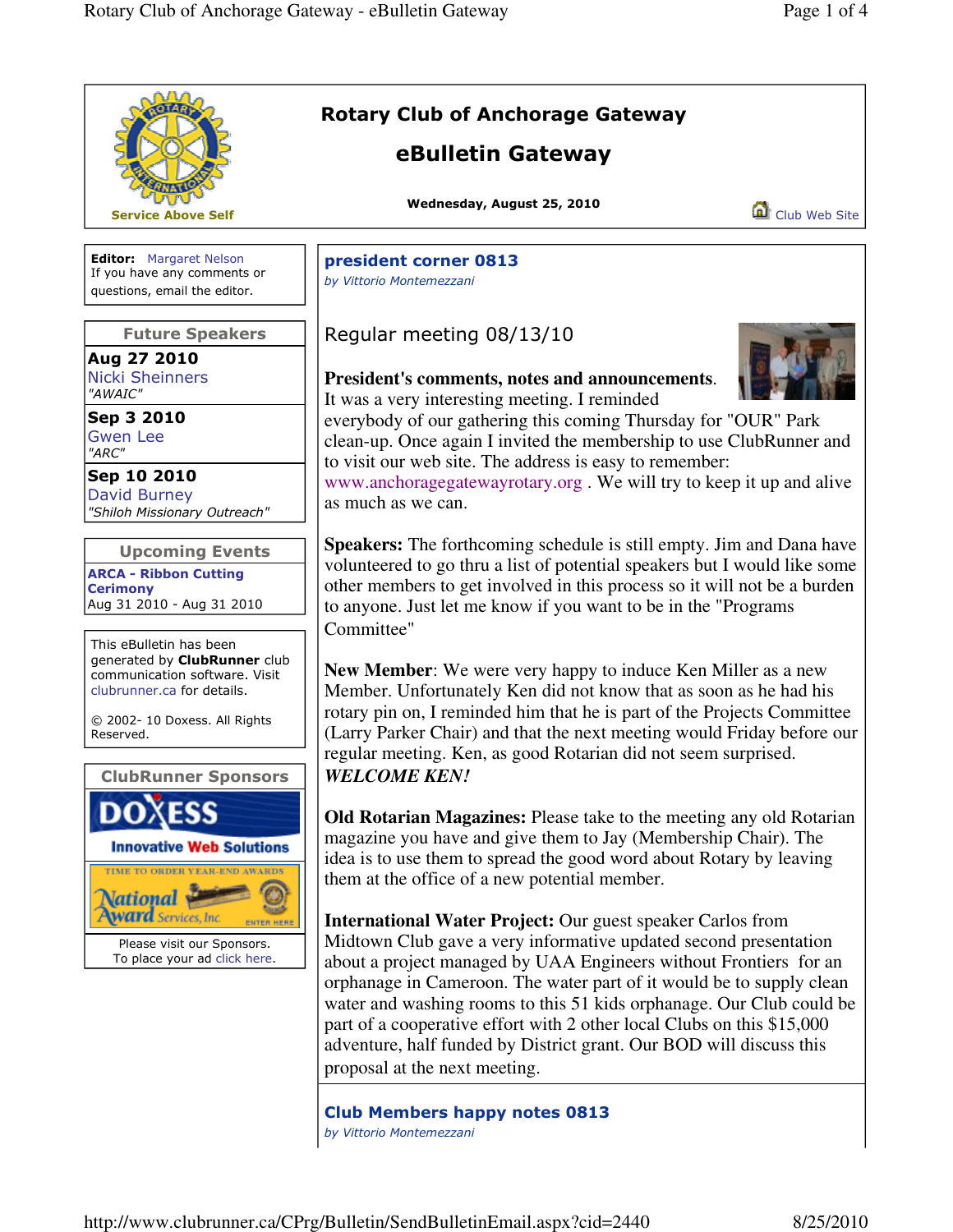Service Above Self

# Rotary Club of Anchorage Gateway

## eBulletin Gateway

**Wednesday, August 25, 2010**

Club Web Site

**Editor:** Margaret Nelson
If you have any comments or questions, email the editor.

### Future Speakers

**Aug 27 2010**
Nicki Sheinners
*"AWAIC"*

**Sep 3 2010**
Gwen Lee
*"ARC"*

**Sep 10 2010**
David Burney
*"Shiloh Missionary Outreach"*

### Upcoming Events

**ARCA - Ribbon Cutting Cerimony**
Aug 31 2010 - Aug 31 2010

This eBulletin has been generated by **ClubRunner** club communication software. Visit clubrunner.ca for details.

© 2002- 10 Doxess. All Rights Reserved.

### ClubRunner Sponsors

Please visit our Sponsors.
To place your ad click here.

## president corner 0813

*by Vittorio Montemezzani*

### Regular meeting 08/13/10

**President's comments, notes and announcements**. It was a very interesting meeting. I reminded everybody of our gathering this coming Thursday for "OUR" Park clean-up. Once again I invited the membership to use ClubRunner and to visit our web site. The address is easy to remember: www.anchoragegatewayrotary.org . We will try to keep it up and alive as much as we can.

**Speakers:** The forthcoming schedule is still empty. Jim and Dana have volunteered to go thru a list of potential speakers but I would like some other members to get involved in this process so it will not be a burden to anyone. Just let me know if you want to be in the "Programs Committee"

**New Member**: We were very happy to induce Ken Miller as a new Member. Unfortunately Ken did not know that as soon as he had his rotary pin on, I reminded him that he is part of the Projects Committee (Larry Parker Chair) and that the next meeting would Friday before our regular meeting. Ken, as good Rotarian did not seem surprised. ***WELCOME KEN!***

**Old Rotarian Magazines:** Please take to the meeting any old Rotarian magazine you have and give them to Jay (Membership Chair). The idea is to use them to spread the good word about Rotary by leaving them at the office of a new potential member.

**International Water Project:** Our guest speaker Carlos from Midtown Club gave a very informative updated second presentation about a project managed by UAA Engineers without Frontiers for an orphanage in Cameroon. The water part of it would be to supply clean water and washing rooms to this 51 kids orphanage. Our Club could be part of a cooperative effort with 2 other local Clubs on this $15,000 adventure, half funded by District grant. Our BOD will discuss this proposal at the next meeting.

## Club Members happy notes 0813

*by Vittorio Montemezzani*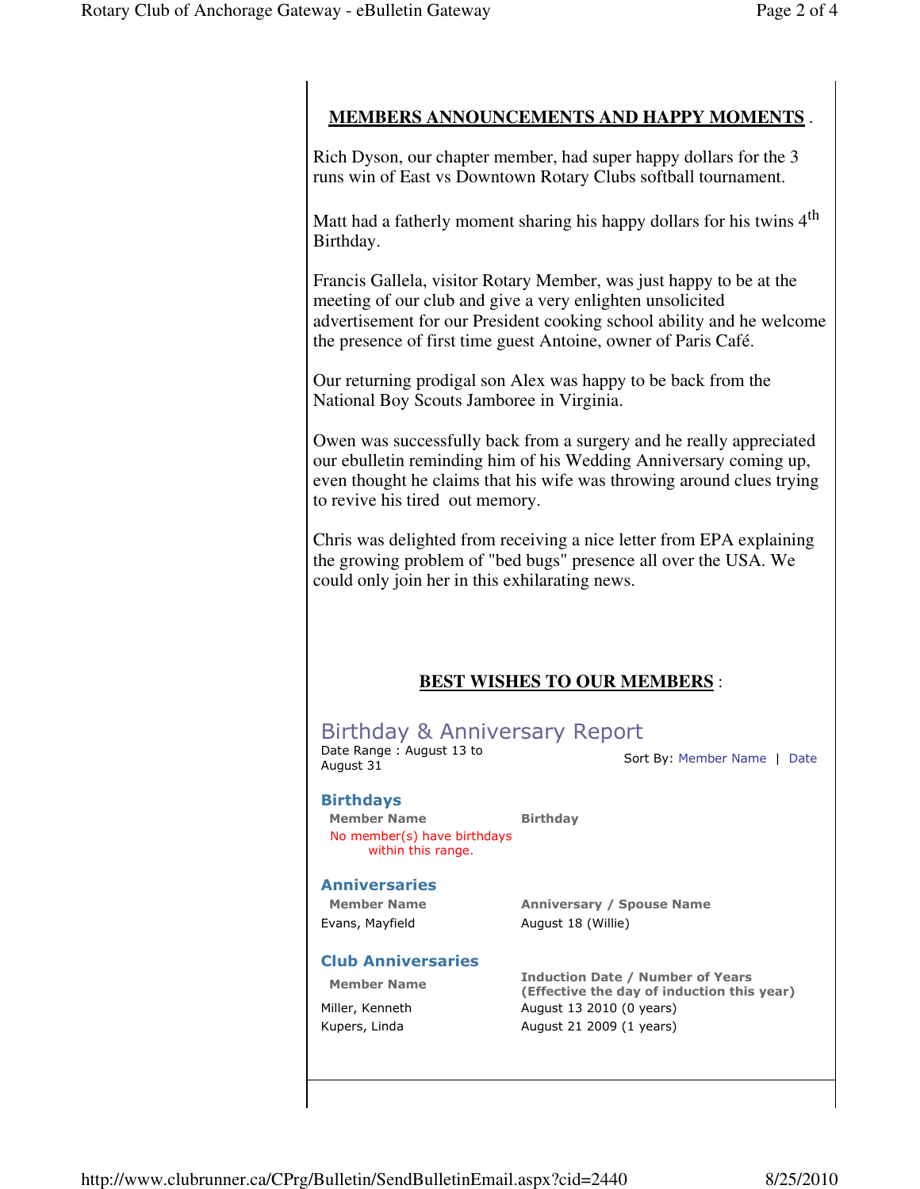## **MEMBERS ANNOUNCEMENTS AND HAPPY MOMENTS** .

Rich Dyson, our chapter member, had super happy dollars for the 3 runs win of East vs Downtown Rotary Clubs softball tournament.

Matt had a fatherly moment sharing his happy dollars for his twins 4th Birthday.

Francis Gallela, visitor Rotary Member, was just happy to be at the meeting of our club and give a very enlighten unsolicited advertisement for our President cooking school ability and he welcome the presence of first time guest Antoine, owner of Paris Café.

Our returning prodigal son Alex was happy to be back from the National Boy Scouts Jamboree in Virginia.

Owen was successfully back from a surgery and he really appreciated our ebulletin reminding him of his Wedding Anniversary coming up, even thought he claims that his wife was throwing around clues trying to revive his tired out memory.

Chris was delighted from receiving a nice letter from EPA explaining the growing problem of "bed bugs" presence all over the USA. We could only join her in this exhilarating news.

## **BEST WISHES TO OUR MEMBERS** :

# Birthday & Anniversary Report

Date Range : August 13 to August 31

Sort By: Member Name | Date

### Birthdays

| Member Name | Birthday |
|---|---|
| No member(s) have birthdays within this range. | |

### Anniversaries

| Member Name | Anniversary / Spouse Name |
|---|---|
| Evans, Mayfield | August 18 (Willie) |

### Club Anniversaries

| Member Name | Induction Date / Number of Years (Effective the day of induction this year) |
|---|---|
| Miller, Kenneth | August 13 2010 (0 years) |
| Kupers, Linda | August 21 2009 (1 years) |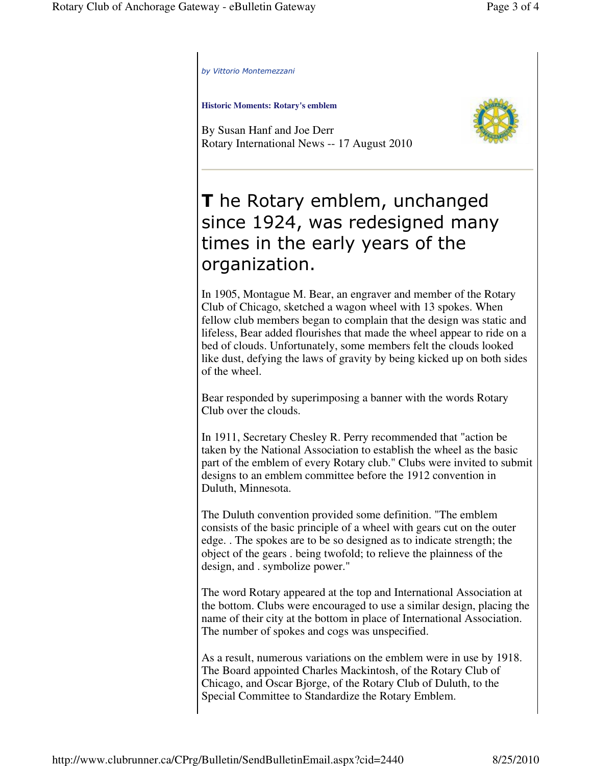*by Vittorio Montemezzani*

**Historic Moments: Rotary's emblem**

By Susan Hanf and Joe Derr
Rotary International News -- 17 August 2010

# **T** he Rotary emblem, unchanged since 1924, was redesigned many times in the early years of the organization.

In 1905, Montague M. Bear, an engraver and member of the Rotary Club of Chicago, sketched a wagon wheel with 13 spokes. When fellow club members began to complain that the design was static and lifeless, Bear added flourishes that made the wheel appear to ride on a bed of clouds. Unfortunately, some members felt the clouds looked like dust, defying the laws of gravity by being kicked up on both sides of the wheel.

Bear responded by superimposing a banner with the words Rotary Club over the clouds.

In 1911, Secretary Chesley R. Perry recommended that "action be taken by the National Association to establish the wheel as the basic part of the emblem of every Rotary club." Clubs were invited to submit designs to an emblem committee before the 1912 convention in Duluth, Minnesota.

The Duluth convention provided some definition. "The emblem consists of the basic principle of a wheel with gears cut on the outer edge. . The spokes are to be so designed as to indicate strength; the object of the gears . being twofold; to relieve the plainness of the design, and . symbolize power."

The word Rotary appeared at the top and International Association at the bottom. Clubs were encouraged to use a similar design, placing the name of their city at the bottom in place of International Association. The number of spokes and cogs was unspecified.

As a result, numerous variations on the emblem were in use by 1918. The Board appointed Charles Mackintosh, of the Rotary Club of Chicago, and Oscar Bjorge, of the Rotary Club of Duluth, to the Special Committee to Standardize the Rotary Emblem.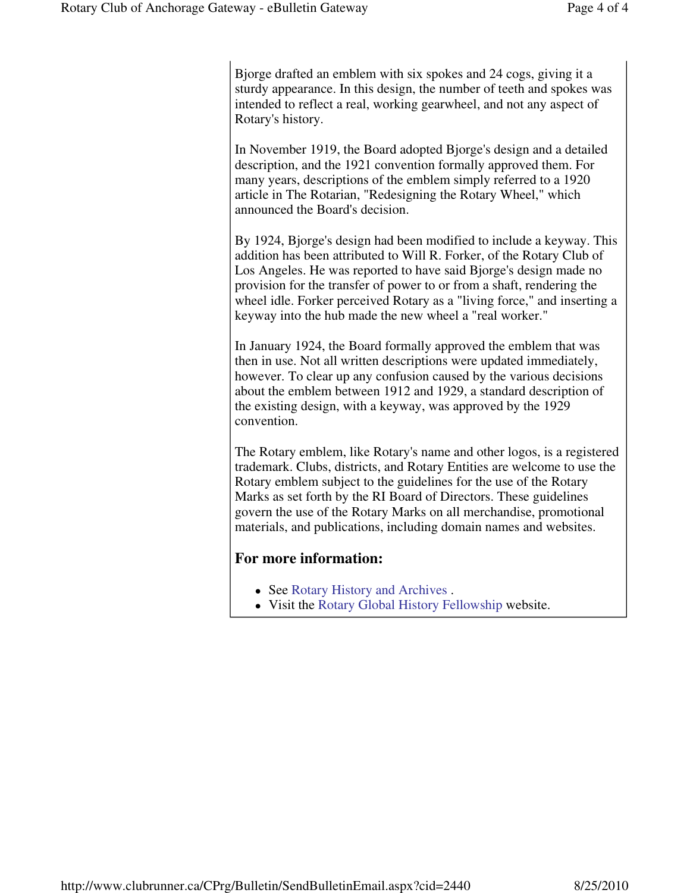Bjorge drafted an emblem with six spokes and 24 cogs, giving it a sturdy appearance. In this design, the number of teeth and spokes was intended to reflect a real, working gearwheel, and not any aspect of Rotary's history.

In November 1919, the Board adopted Bjorge's design and a detailed description, and the 1921 convention formally approved them. For many years, descriptions of the emblem simply referred to a 1920 article in The Rotarian, "Redesigning the Rotary Wheel," which announced the Board's decision.

By 1924, Bjorge's design had been modified to include a keyway. This addition has been attributed to Will R. Forker, of the Rotary Club of Los Angeles. He was reported to have said Bjorge's design made no provision for the transfer of power to or from a shaft, rendering the wheel idle. Forker perceived Rotary as a "living force," and inserting a keyway into the hub made the new wheel a "real worker."

In January 1924, the Board formally approved the emblem that was then in use. Not all written descriptions were updated immediately, however. To clear up any confusion caused by the various decisions about the emblem between 1912 and 1929, a standard description of the existing design, with a keyway, was approved by the 1929 convention.

The Rotary emblem, like Rotary's name and other logos, is a registered trademark. Clubs, districts, and Rotary Entities are welcome to use the Rotary emblem subject to the guidelines for the use of the Rotary Marks as set forth by the RI Board of Directors. These guidelines govern the use of the Rotary Marks on all merchandise, promotional materials, and publications, including domain names and websites.

## For more information:

- See Rotary History and Archives .
- Visit the Rotary Global History Fellowship website.